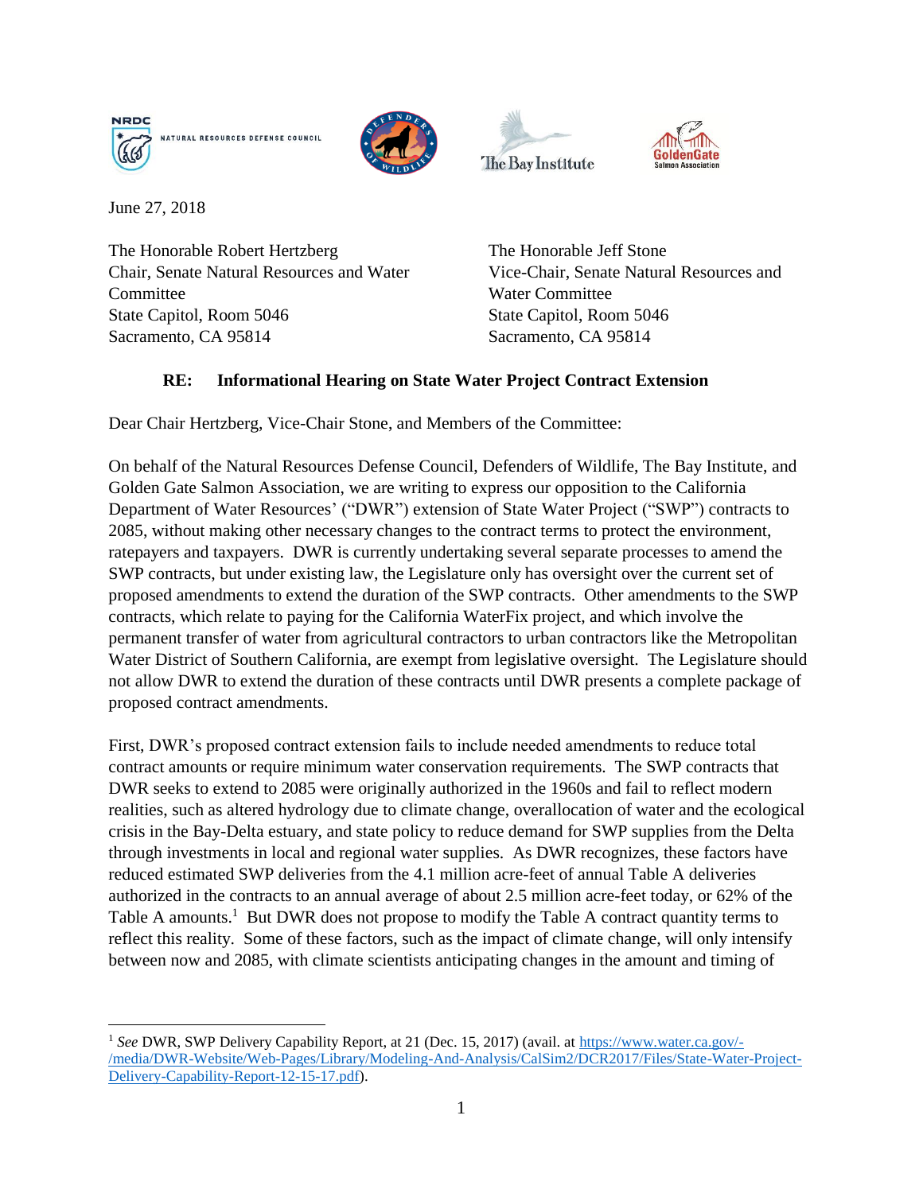NRDC NATURAL RESOURCES DEFENSE COUNCIL | Defenders of Wildlife | The Bay Institute | GoldenGate Salmon Association

June 27, 2018

The Honorable Robert Hertzberg
Chair, Senate Natural Resources and Water Committee
State Capitol, Room 5046
Sacramento, CA 95814

The Honorable Jeff Stone
Vice-Chair, Senate Natural Resources and Water Committee
State Capitol, Room 5046
Sacramento, CA 95814

**RE: Informational Hearing on State Water Project Contract Extension**

Dear Chair Hertzberg, Vice-Chair Stone, and Members of the Committee:

On behalf of the Natural Resources Defense Council, Defenders of Wildlife, The Bay Institute, and Golden Gate Salmon Association, we are writing to express our opposition to the California Department of Water Resources' ("DWR") extension of State Water Project ("SWP") contracts to 2085, without making other necessary changes to the contract terms to protect the environment, ratepayers and taxpayers. DWR is currently undertaking several separate processes to amend the SWP contracts, but under existing law, the Legislature only has oversight over the current set of proposed amendments to extend the duration of the SWP contracts. Other amendments to the SWP contracts, which relate to paying for the California WaterFix project, and which involve the permanent transfer of water from agricultural contractors to urban contractors like the Metropolitan Water District of Southern California, are exempt from legislative oversight. The Legislature should not allow DWR to extend the duration of these contracts until DWR presents a complete package of proposed contract amendments.

First, DWR's proposed contract extension fails to include needed amendments to reduce total contract amounts or require minimum water conservation requirements. The SWP contracts that DWR seeks to extend to 2085 were originally authorized in the 1960s and fail to reflect modern realities, such as altered hydrology due to climate change, overallocation of water and the ecological crisis in the Bay-Delta estuary, and state policy to reduce demand for SWP supplies from the Delta through investments in local and regional water supplies. As DWR recognizes, these factors have reduced estimated SWP deliveries from the 4.1 million acre-feet of annual Table A deliveries authorized in the contracts to an annual average of about 2.5 million acre-feet today, or 62% of the Table A amounts.[1] But DWR does not propose to modify the Table A contract quantity terms to reflect this reality. Some of these factors, such as the impact of climate change, will only intensify between now and 2085, with climate scientists anticipating changes in the amount and timing of

[1] *See* DWR, SWP Delivery Capability Report, at 21 (Dec. 15, 2017) (avail. at https://www.water.ca.gov/-/media/DWR-Website/Web-Pages/Library/Modeling-And-Analysis/CalSim2/DCR2017/Files/State-Water-Project-Delivery-Capability-Report-12-15-17.pdf).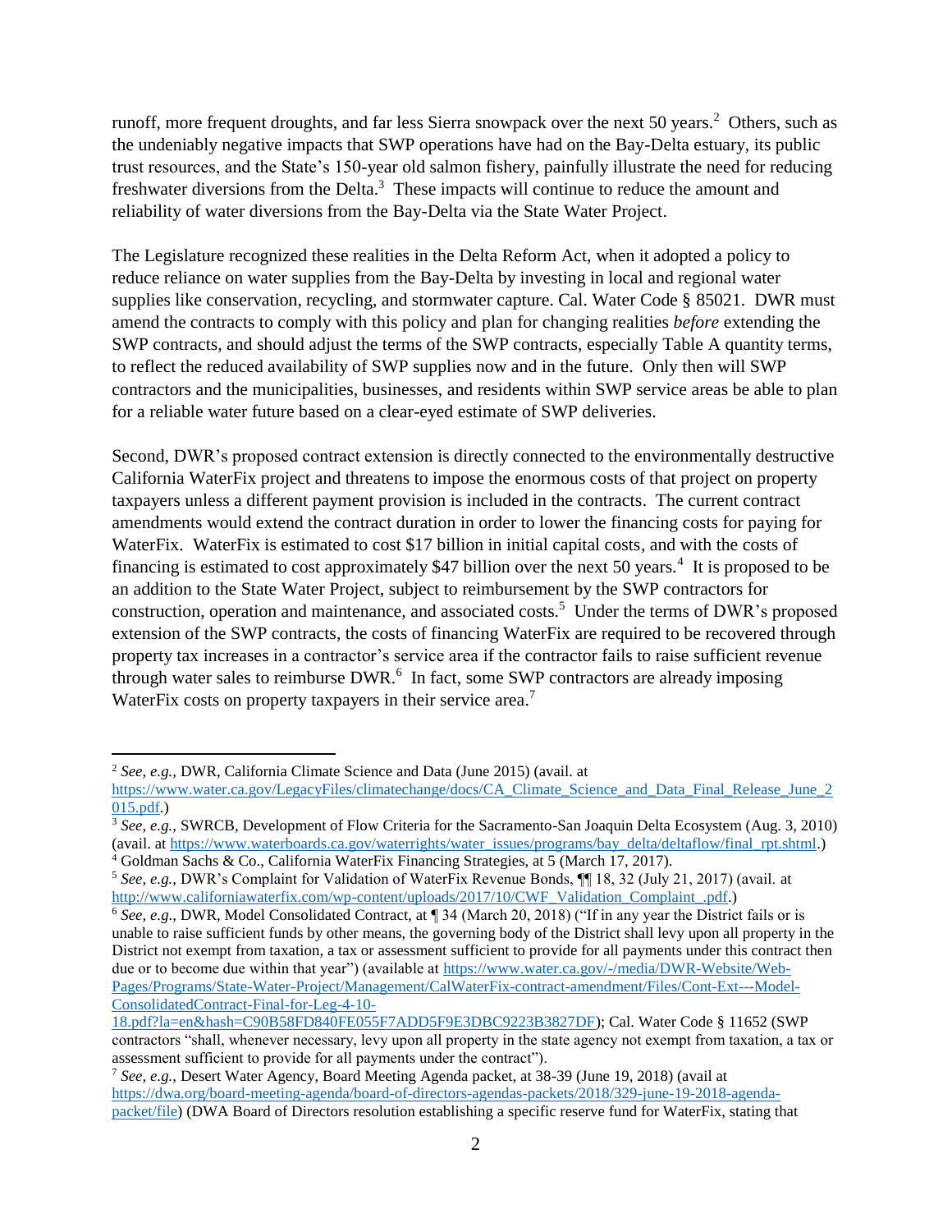runoff, more frequent droughts, and far less Sierra snowpack over the next 50 years.[2] Others, such as the undeniably negative impacts that SWP operations have had on the Bay-Delta estuary, its public trust resources, and the State's 150-year old salmon fishery, painfully illustrate the need for reducing freshwater diversions from the Delta.[3] These impacts will continue to reduce the amount and reliability of water diversions from the Bay-Delta via the State Water Project.

The Legislature recognized these realities in the Delta Reform Act, when it adopted a policy to reduce reliance on water supplies from the Bay-Delta by investing in local and regional water supplies like conservation, recycling, and stormwater capture. Cal. Water Code § 85021. DWR must amend the contracts to comply with this policy and plan for changing realities *before* extending the SWP contracts, and should adjust the terms of the SWP contracts, especially Table A quantity terms, to reflect the reduced availability of SWP supplies now and in the future. Only then will SWP contractors and the municipalities, businesses, and residents within SWP service areas be able to plan for a reliable water future based on a clear-eyed estimate of SWP deliveries.

Second, DWR's proposed contract extension is directly connected to the environmentally destructive California WaterFix project and threatens to impose the enormous costs of that project on property taxpayers unless a different payment provision is included in the contracts. The current contract amendments would extend the contract duration in order to lower the financing costs for paying for WaterFix. WaterFix is estimated to cost $17 billion in initial capital costs, and with the costs of financing is estimated to cost approximately $47 billion over the next 50 years.[4] It is proposed to be an addition to the State Water Project, subject to reimbursement by the SWP contractors for construction, operation and maintenance, and associated costs.[5] Under the terms of DWR's proposed extension of the SWP contracts, the costs of financing WaterFix are required to be recovered through property tax increases in a contractor's service area if the contractor fails to raise sufficient revenue through water sales to reimburse DWR.[6] In fact, some SWP contractors are already imposing WaterFix costs on property taxpayers in their service area.[7]

---

[2] *See, e.g.,* DWR, California Climate Science and Data (June 2015) (avail. at https://www.water.ca.gov/LegacyFiles/climatechange/docs/CA_Climate_Science_and_Data_Final_Release_June_2015.pdf.)

[3] *See, e.g.,* SWRCB, Development of Flow Criteria for the Sacramento-San Joaquin Delta Ecosystem (Aug. 3, 2010) (avail. at https://www.waterboards.ca.gov/waterrights/water_issues/programs/bay_delta/deltaflow/final_rpt.shtml.)

[4] Goldman Sachs & Co., California WaterFix Financing Strategies, at 5 (March 17, 2017).

[5] *See, e.g.,* DWR's Complaint for Validation of WaterFix Revenue Bonds, ¶¶ 18, 32 (July 21, 2017) (avail. at http://www.californiawaterfix.com/wp-content/uploads/2017/10/CWF_Validation_Complaint_.pdf.)

[6] *See, e.g.*, DWR, Model Consolidated Contract, at ¶ 34 (March 20, 2018) ("If in any year the District fails or is unable to raise sufficient funds by other means, the governing body of the District shall levy upon all property in the District not exempt from taxation, a tax or assessment sufficient to provide for all payments under this contract then due or to become due within that year") (available at https://www.water.ca.gov/-/media/DWR-Website/Web-Pages/Programs/State-Water-Project/Management/CalWaterFix-contract-amendment/Files/Cont-Ext---Model-ConsolidatedContract-Final-for-Leg-4-10-18.pdf?la=en&hash=C90B58FD840FE055F7ADD5F9E3DBC9223B3827DF); Cal. Water Code § 11652 (SWP contractors "shall, whenever necessary, levy upon all property in the state agency not exempt from taxation, a tax or assessment sufficient to provide for all payments under the contract").

[7] *See, e.g.,* Desert Water Agency, Board Meeting Agenda packet, at 38-39 (June 19, 2018) (avail at https://dwa.org/board-meeting-agenda/board-of-directors-agendas-packets/2018/329-june-19-2018-agenda-packet/file) (DWA Board of Directors resolution establishing a specific reserve fund for WaterFix, stating that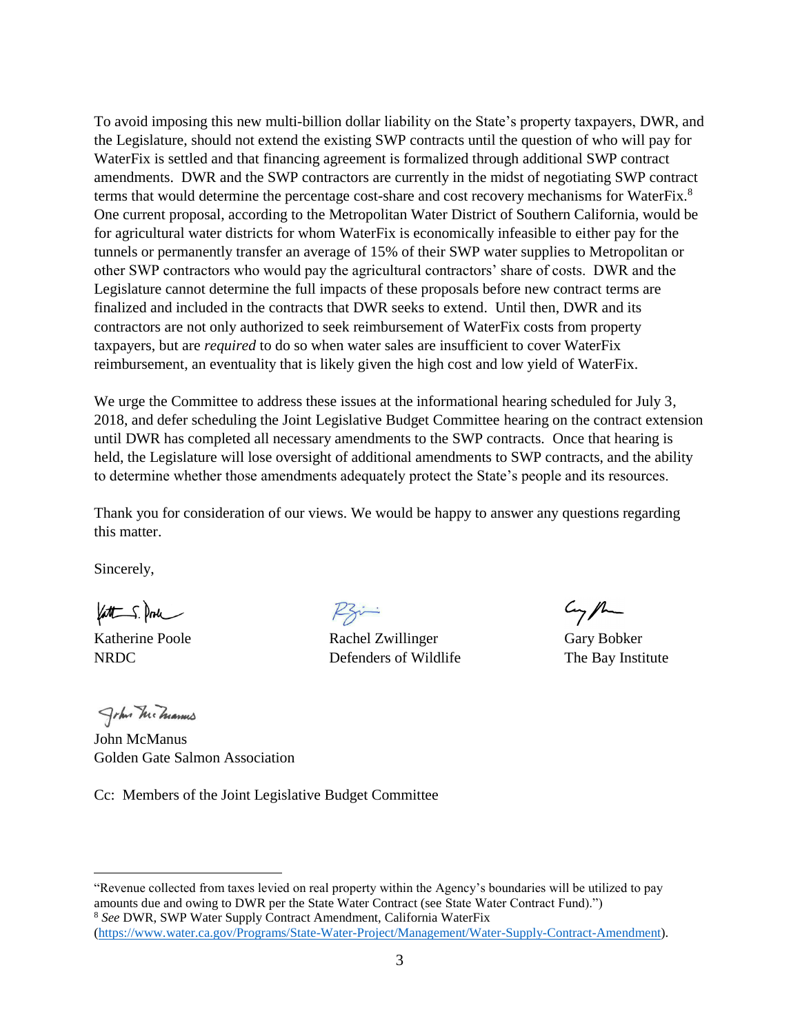To avoid imposing this new multi-billion dollar liability on the State's property taxpayers, DWR, and the Legislature, should not extend the existing SWP contracts until the question of who will pay for WaterFix is settled and that financing agreement is formalized through additional SWP contract amendments. DWR and the SWP contractors are currently in the midst of negotiating SWP contract terms that would determine the percentage cost-share and cost recovery mechanisms for WaterFix.[8] One current proposal, according to the Metropolitan Water District of Southern California, would be for agricultural water districts for whom WaterFix is economically infeasible to either pay for the tunnels or permanently transfer an average of 15% of their SWP water supplies to Metropolitan or other SWP contractors who would pay the agricultural contractors' share of costs. DWR and the Legislature cannot determine the full impacts of these proposals before new contract terms are finalized and included in the contracts that DWR seeks to extend. Until then, DWR and its contractors are not only authorized to seek reimbursement of WaterFix costs from property taxpayers, but are *required* to do so when water sales are insufficient to cover WaterFix reimbursement, an eventuality that is likely given the high cost and low yield of WaterFix.

We urge the Committee to address these issues at the informational hearing scheduled for July 3, 2018, and defer scheduling the Joint Legislative Budget Committee hearing on the contract extension until DWR has completed all necessary amendments to the SWP contracts. Once that hearing is held, the Legislature will lose oversight of additional amendments to SWP contracts, and the ability to determine whether those amendments adequately protect the State's people and its resources.

Thank you for consideration of our views. We would be happy to answer any questions regarding this matter.

Sincerely,

Katherine Poole
NRDC

Rachel Zwillinger
Defenders of Wildlife

Gary Bobker
The Bay Institute

John McManus
Golden Gate Salmon Association

Cc: Members of the Joint Legislative Budget Committee

---

"Revenue collected from taxes levied on real property within the Agency's boundaries will be utilized to pay amounts due and owing to DWR per the State Water Contract (see State Water Contract Fund).")

[8] *See* DWR, SWP Water Supply Contract Amendment, California WaterFix (https://www.water.ca.gov/Programs/State-Water-Project/Management/Water-Supply-Contract-Amendment).